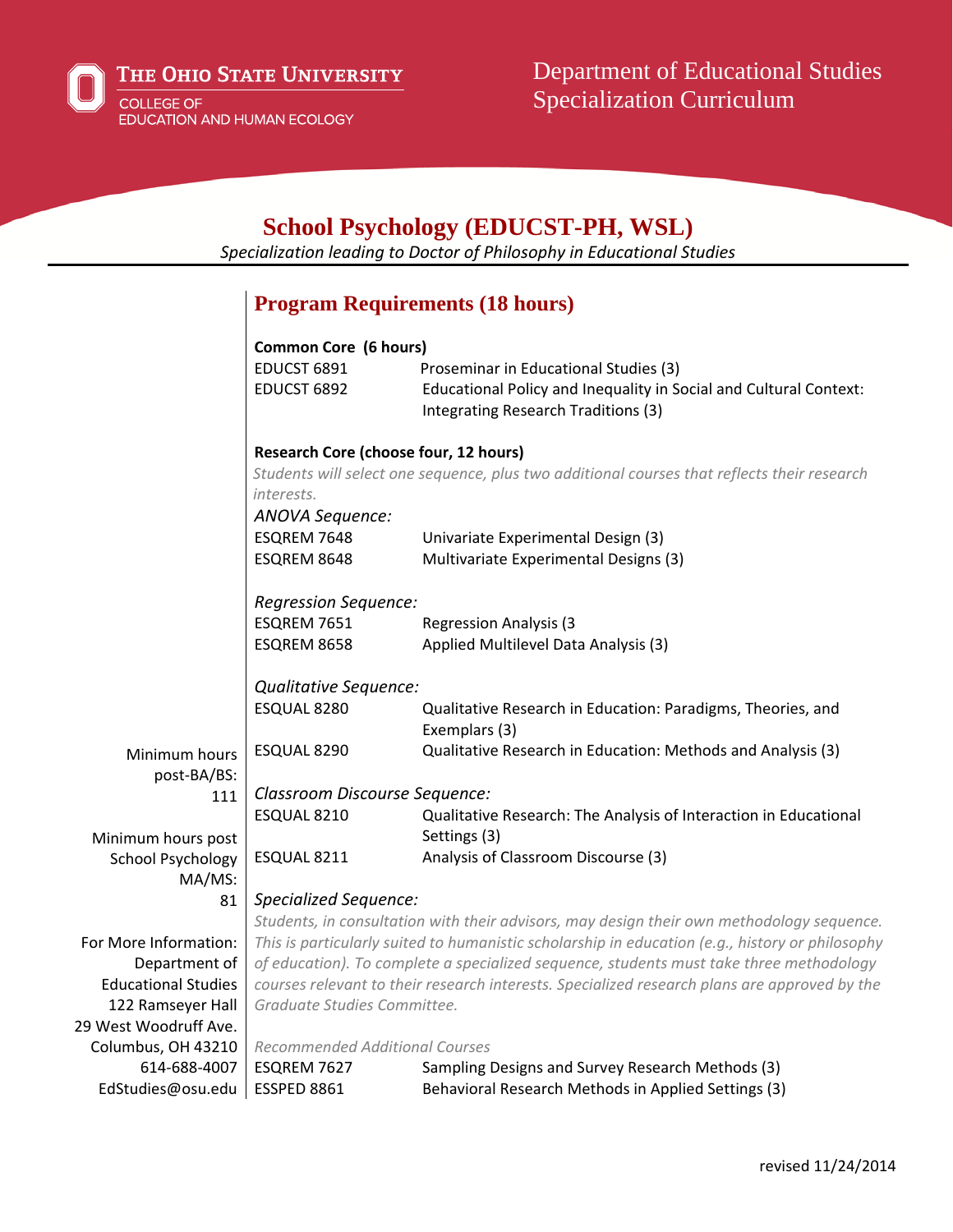The Ohio State University
College of Education and Human Ecology

Department of Educational Studies
Specialization Curriculum

# School Psychology (EDUCST-PH, WSL)

*Specialization leading to Doctor of Philosophy in Educational Studies*

Minimum hours post-BA/BS: 111

Minimum hours post School Psychology MA/MS: 81

For More Information:
Department of Educational Studies
122 Ramseyer Hall
29 West Woodruff Ave.
Columbus, OH 43210
614-688-4007
EdStudies@osu.edu

## Program Requirements (18 hours)

**Common Core (6 hours)**

| | |
|---|---|
| EDUCST 6891 | Proseminar in Educational Studies (3) |
| EDUCST 6892 | Educational Policy and Inequality in Social and Cultural Context: Integrating Research Traditions (3) |

**Research Core (choose four, 12 hours)**

*Students will select one sequence, plus two additional courses that reflects their research interests.*

*ANOVA Sequence:*

| | |
|---|---|
| ESQREM 7648 | Univariate Experimental Design (3) |
| ESQREM 8648 | Multivariate Experimental Designs (3) |

*Regression Sequence:*

| | |
|---|---|
| ESQREM 7651 | Regression Analysis (3 |
| ESQREM 8658 | Applied Multilevel Data Analysis (3) |

*Qualitative Sequence:*

| | |
|---|---|
| ESQUAL 8280 | Qualitative Research in Education: Paradigms, Theories, and Exemplars (3) |
| ESQUAL 8290 | Qualitative Research in Education: Methods and Analysis (3) |

*Classroom Discourse Sequence:*

| | |
|---|---|
| ESQUAL 8210 | Qualitative Research: The Analysis of Interaction in Educational Settings (3) |
| ESQUAL 8211 | Analysis of Classroom Discourse (3) |

*Specialized Sequence:*

*Students, in consultation with their advisors, may design their own methodology sequence. This is particularly suited to humanistic scholarship in education (e.g., history or philosophy of education). To complete a specialized sequence, students must take three methodology courses relevant to their research interests. Specialized research plans are approved by the Graduate Studies Committee.*

*Recommended Additional Courses*

| | |
|---|---|
| ESQREM 7627 | Sampling Designs and Survey Research Methods (3) |
| ESSPED 8861 | Behavioral Research Methods in Applied Settings (3) |

revised 11/24/2014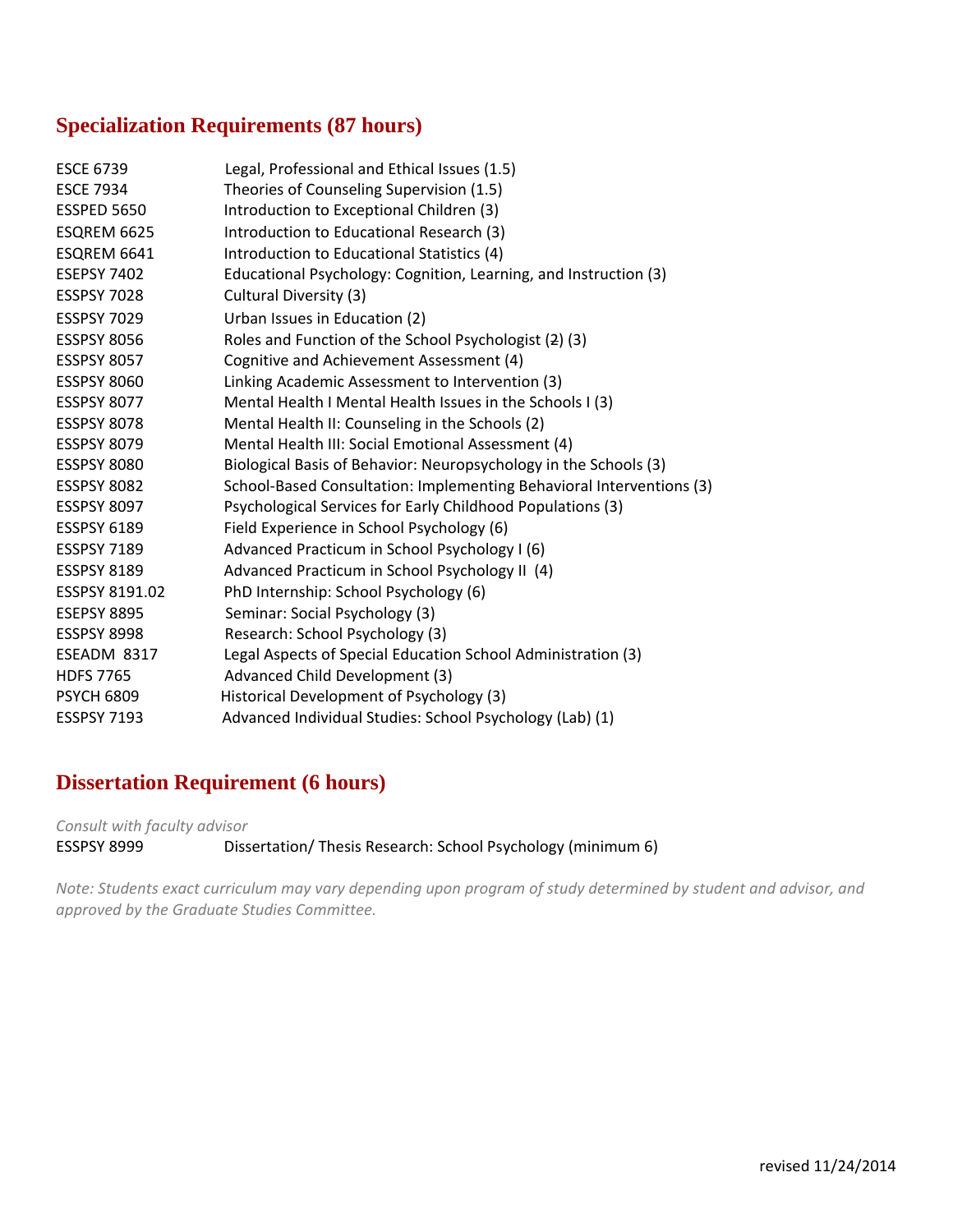## Specialization Requirements (87 hours)

| | |
|---|---|
| ESCE 6739 | Legal, Professional and Ethical Issues (1.5) |
| ESCE 7934 | Theories of Counseling Supervision (1.5) |
| ESSPED 5650 | Introduction to Exceptional Children (3) |
| ESQREM 6625 | Introduction to Educational Research (3) |
| ESQREM 6641 | Introduction to Educational Statistics (4) |
| ESEPSY 7402 | Educational Psychology: Cognition, Learning, and Instruction (3) |
| ESSPSY 7028 | Cultural Diversity (3) |
| ESSPSY 7029 | Urban Issues in Education (2) |
| ESSPSY 8056 | Roles and Function of the School Psychologist (~~2~~) (3) |
| ESSPSY 8057 | Cognitive and Achievement Assessment (4) |
| ESSPSY 8060 | Linking Academic Assessment to Intervention (3) |
| ESSPSY 8077 | Mental Health I Mental Health Issues in the Schools I (3) |
| ESSPSY 8078 | Mental Health II: Counseling in the Schools (2) |
| ESSPSY 8079 | Mental Health III: Social Emotional Assessment (4) |
| ESSPSY 8080 | Biological Basis of Behavior: Neuropsychology in the Schools (3) |
| ESSPSY 8082 | School-Based Consultation: Implementing Behavioral Interventions (3) |
| ESSPSY 8097 | Psychological Services for Early Childhood Populations (3) |
| ESSPSY 6189 | Field Experience in School Psychology (6) |
| ESSPSY 7189 | Advanced Practicum in School Psychology I (6) |
| ESSPSY 8189 | Advanced Practicum in School Psychology II (4) |
| ESSPSY 8191.02 | PhD Internship: School Psychology (6) |
| ESEPSY 8895 | Seminar: Social Psychology (3) |
| ESSPSY 8998 | Research: School Psychology (3) |
| ESEADM 8317 | Legal Aspects of Special Education School Administration (3) |
| HDFS 7765 | Advanced Child Development (3) |
| PSYCH 6809 | Historical Development of Psychology (3) |
| ESSPSY 7193 | Advanced Individual Studies: School Psychology (Lab) (1) |

## Dissertation Requirement (6 hours)

*Consult with faculty advisor*

| | |
|---|---|
| ESSPSY 8999 | Dissertation/ Thesis Research: School Psychology (minimum 6) |

*Note: Students exact curriculum may vary depending upon program of study determined by student and advisor, and approved by the Graduate Studies Committee.*

revised 11/24/2014